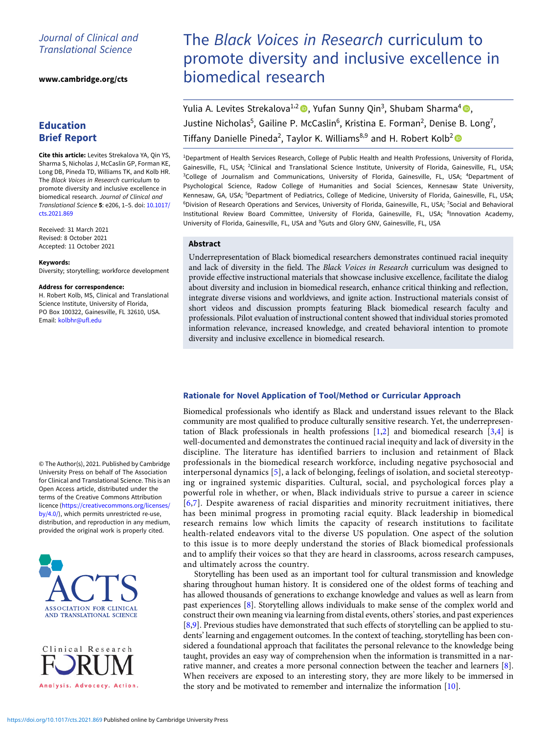Journal of Clinical and Translational Science

www.cambridge.org/cts

**Education Brief Report**

**Cite this article:** Levites Strekalova YA, Qin YS, Sharma S, Nicholas J, McCaslin GP, Forman KE, Long DB, Pineda TD, Williams TK, and Kolb HR. The *Black Voices in Research* curriculum to promote diversity and inclusive excellence in biomedical research. *Journal of Clinical and Translational Science* **5**: e206, 1–5. doi: 10.1017/cts.2021.869

Received: 31 March 2021
Revised: 8 October 2021
Accepted: 11 October 2021

**Keywords:**
Diversity; storytelling; workforce development

**Address for correspondence:**
H. Robert Kolb, MS, Clinical and Translational Science Institute, University of Florida, PO Box 100322, Gainesville, FL 32610, USA.
Email: kolbhr@ufl.edu

© The Author(s), 2021. Published by Cambridge University Press on behalf of The Association for Clinical and Translational Science. This is an Open Access article, distributed under the terms of the Creative Commons Attribution licence (https://creativecommons.org/licenses/by/4.0/), which permits unrestricted re-use, distribution, and reproduction in any medium, provided the original work is properly cited.

# The *Black Voices in Research* curriculum to promote diversity and inclusive excellence in biomedical research

Yulia A. Levites Strekalova[1,2], Yufan Sunny Qin[3], Shubam Sharma[4], Justine Nicholas[5], Gailine P. McCaslin[6], Kristina E. Forman[2], Denise B. Long[7], Tiffany Danielle Pineda[2], Taylor K. Williams[8,9] and H. Robert Kolb[2]

[1]Department of Health Services Research, College of Public Health and Health Professions, University of Florida, Gainesville, FL, USA; [2]Clinical and Translational Science Institute, University of Florida, Gainesville, FL, USA; [3]College of Journalism and Communications, University of Florida, Gainesville, FL, USA; [4]Department of Psychological Science, Radow College of Humanities and Social Sciences, Kennesaw State University, Kennesaw, GA, USA; [5]Department of Pediatrics, College of Medicine, University of Florida, Gainesville, FL, USA; [6]Division of Research Operations and Services, University of Florida, Gainesville, FL, USA; [7]Social and Behavioral Institutional Review Board Committee, University of Florida, Gainesville, FL, USA; [8]Innovation Academy, University of Florida, Gainesville, FL, USA and [9]Guts and Glory GNV, Gainesville, FL, USA

## Abstract

Underrepresentation of Black biomedical researchers demonstrates continued racial inequity and lack of diversity in the field. The *Black Voices in Research* curriculum was designed to provide effective instructional materials that showcase inclusive excellence, facilitate the dialog about diversity and inclusion in biomedical research, enhance critical thinking and reflection, integrate diverse visions and worldviews, and ignite action. Instructional materials consist of short videos and discussion prompts featuring Black biomedical research faculty and professionals. Pilot evaluation of instructional content showed that individual stories promoted information relevance, increased knowledge, and created behavioral intention to promote diversity and inclusive excellence in biomedical research.

## Rationale for Novel Application of Tool/Method or Curricular Approach

Biomedical professionals who identify as Black and understand issues relevant to the Black community are most qualified to produce culturally sensitive research. Yet, the underrepresentation of Black professionals in health professions [1,2] and biomedical research [3,4] is well-documented and demonstrates the continued racial inequity and lack of diversity in the discipline. The literature has identified barriers to inclusion and retainment of Black professionals in the biomedical research workforce, including negative psychosocial and interpersonal dynamics [5], a lack of belonging, feelings of isolation, and societal stereotyping or ingrained systemic disparities. Cultural, social, and psychological forces play a powerful role in whether, or when, Black individuals strive to pursue a career in science [6,7]. Despite awareness of racial disparities and minority recruitment initiatives, there has been minimal progress in promoting racial equity. Black leadership in biomedical research remains low which limits the capacity of research institutions to facilitate health-related endeavors vital to the diverse US population. One aspect of the solution to this issue is to more deeply understand the stories of Black biomedical professionals and to amplify their voices so that they are heard in classrooms, across research campuses, and ultimately across the country.

Storytelling has been used as an important tool for cultural transmission and knowledge sharing throughout human history. It is considered one of the oldest forms of teaching and has allowed thousands of generations to exchange knowledge and values as well as learn from past experiences [8]. Storytelling allows individuals to make sense of the complex world and construct their own meaning via learning from distal events, others' stories, and past experiences [8,9]. Previous studies have demonstrated that such effects of storytelling can be applied to students' learning and engagement outcomes. In the context of teaching, storytelling has been considered a foundational approach that facilitates the personal relevance to the knowledge being taught, provides an easy way of comprehension when the information is transmitted in a narrative manner, and creates a more personal connection between the teacher and learners [8]. When receivers are exposed to an interesting story, they are more likely to be immersed in the story and be motivated to remember and internalize the information [10].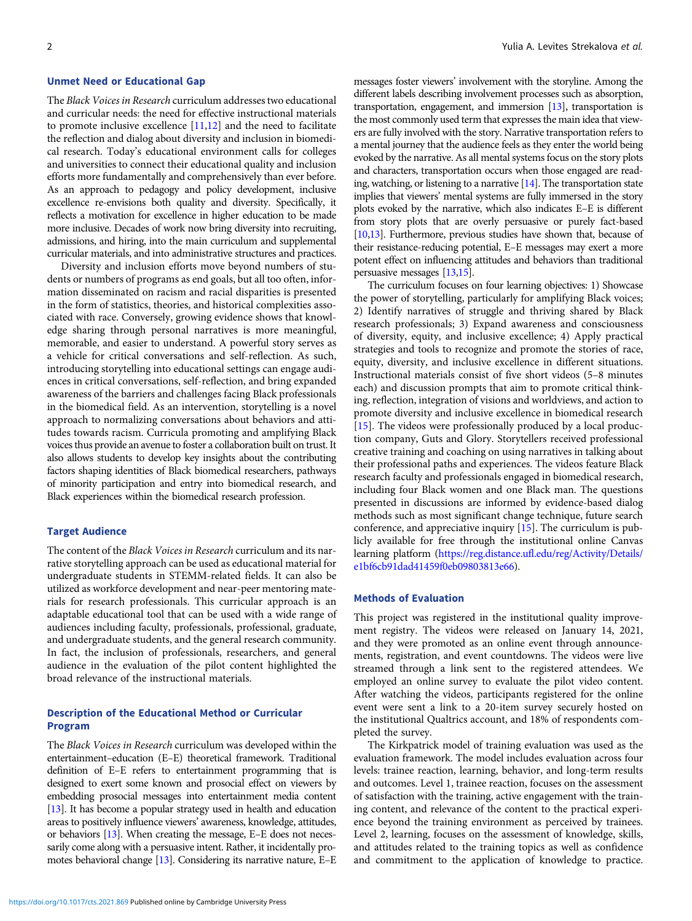## Unmet Need or Educational Gap

The *Black Voices in Research* curriculum addresses two educational and curricular needs: the need for effective instructional materials to promote inclusive excellence [11,12] and the need to facilitate the reflection and dialog about diversity and inclusion in biomedical research. Today's educational environment calls for colleges and universities to connect their educational quality and inclusion efforts more fundamentally and comprehensively than ever before. As an approach to pedagogy and policy development, inclusive excellence re-envisions both quality and diversity. Specifically, it reflects a motivation for excellence in higher education to be made more inclusive. Decades of work now bring diversity into recruiting, admissions, and hiring, into the main curriculum and supplemental curricular materials, and into administrative structures and practices.

Diversity and inclusion efforts move beyond numbers of students or numbers of programs as end goals, but all too often, information disseminated on racism and racial disparities is presented in the form of statistics, theories, and historical complexities associated with race. Conversely, growing evidence shows that knowledge sharing through personal narratives is more meaningful, memorable, and easier to understand. A powerful story serves as a vehicle for critical conversations and self-reflection. As such, introducing storytelling into educational settings can engage audiences in critical conversations, self-reflection, and bring expanded awareness of the barriers and challenges facing Black professionals in the biomedical field. As an intervention, storytelling is a novel approach to normalizing conversations about behaviors and attitudes towards racism. Curricula promoting and amplifying Black voices thus provide an avenue to foster a collaboration built on trust. It also allows students to develop key insights about the contributing factors shaping identities of Black biomedical researchers, pathways of minority participation and entry into biomedical research, and Black experiences within the biomedical research profession.

## Target Audience

The content of the *Black Voices in Research* curriculum and its narrative storytelling approach can be used as educational material for undergraduate students in STEMM-related fields. It can also be utilized as workforce development and near-peer mentoring materials for research professionals. This curricular approach is an adaptable educational tool that can be used with a wide range of audiences including faculty, professionals, professional, graduate, and undergraduate students, and the general research community. In fact, the inclusion of professionals, researchers, and general audience in the evaluation of the pilot content highlighted the broad relevance of the instructional materials.

## Description of the Educational Method or Curricular Program

The *Black Voices in Research* curriculum was developed within the entertainment–education (E–E) theoretical framework. Traditional definition of E–E refers to entertainment programming that is designed to exert some known and prosocial effect on viewers by embedding prosocial messages into entertainment media content [13]. It has become a popular strategy used in health and education areas to positively influence viewers' awareness, knowledge, attitudes, or behaviors [13]. When creating the message, E–E does not necessarily come along with a persuasive intent. Rather, it incidentally promotes behavioral change [13]. Considering its narrative nature, E–E messages foster viewers' involvement with the storyline. Among the different labels describing involvement processes such as absorption, transportation, engagement, and immersion [13], transportation is the most commonly used term that expresses the main idea that viewers are fully involved with the story. Narrative transportation refers to a mental journey that the audience feels as they enter the world being evoked by the narrative. As all mental systems focus on the story plots and characters, transportation occurs when those engaged are reading, watching, or listening to a narrative [14]. The transportation state implies that viewers' mental systems are fully immersed in the story plots evoked by the narrative, which also indicates E–E is different from story plots that are overly persuasive or purely fact-based [10,13]. Furthermore, previous studies have shown that, because of their resistance-reducing potential, E–E messages may exert a more potent effect on influencing attitudes and behaviors than traditional persuasive messages [13,15].

The curriculum focuses on four learning objectives: 1) Showcase the power of storytelling, particularly for amplifying Black voices; 2) Identify narratives of struggle and thriving shared by Black research professionals; 3) Expand awareness and consciousness of diversity, equity, and inclusive excellence; 4) Apply practical strategies and tools to recognize and promote the stories of race, equity, diversity, and inclusive excellence in different situations. Instructional materials consist of five short videos (5–8 minutes each) and discussion prompts that aim to promote critical thinking, reflection, integration of visions and worldviews, and action to promote diversity and inclusive excellence in biomedical research [15]. The videos were professionally produced by a local production company, Guts and Glory. Storytellers received professional creative training and coaching on using narratives in talking about their professional paths and experiences. The videos feature Black research faculty and professionals engaged in biomedical research, including four Black women and one Black man. The questions presented in discussions are informed by evidence-based dialog methods such as most significant change technique, future search conference, and appreciative inquiry [15]. The curriculum is publicly available for free through the institutional online Canvas learning platform (https://reg.distance.ufl.edu/reg/Activity/Details/e1bf6cb91dad41459f0eb09803813e66).

## Methods of Evaluation

This project was registered in the institutional quality improvement registry. The videos were released on January 14, 2021, and they were promoted as an online event through announcements, registration, and event countdowns. The videos were live streamed through a link sent to the registered attendees. We employed an online survey to evaluate the pilot video content. After watching the videos, participants registered for the online event were sent a link to a 20-item survey securely hosted on the institutional Qualtrics account, and 18% of respondents completed the survey.

The Kirkpatrick model of training evaluation was used as the evaluation framework. The model includes evaluation across four levels: trainee reaction, learning, behavior, and long-term results and outcomes. Level 1, trainee reaction, focuses on the assessment of satisfaction with the training, active engagement with the training content, and relevance of the content to the practical experience beyond the training environment as perceived by trainees. Level 2, learning, focuses on the assessment of knowledge, skills, and attitudes related to the training topics as well as confidence and commitment to the application of knowledge to practice.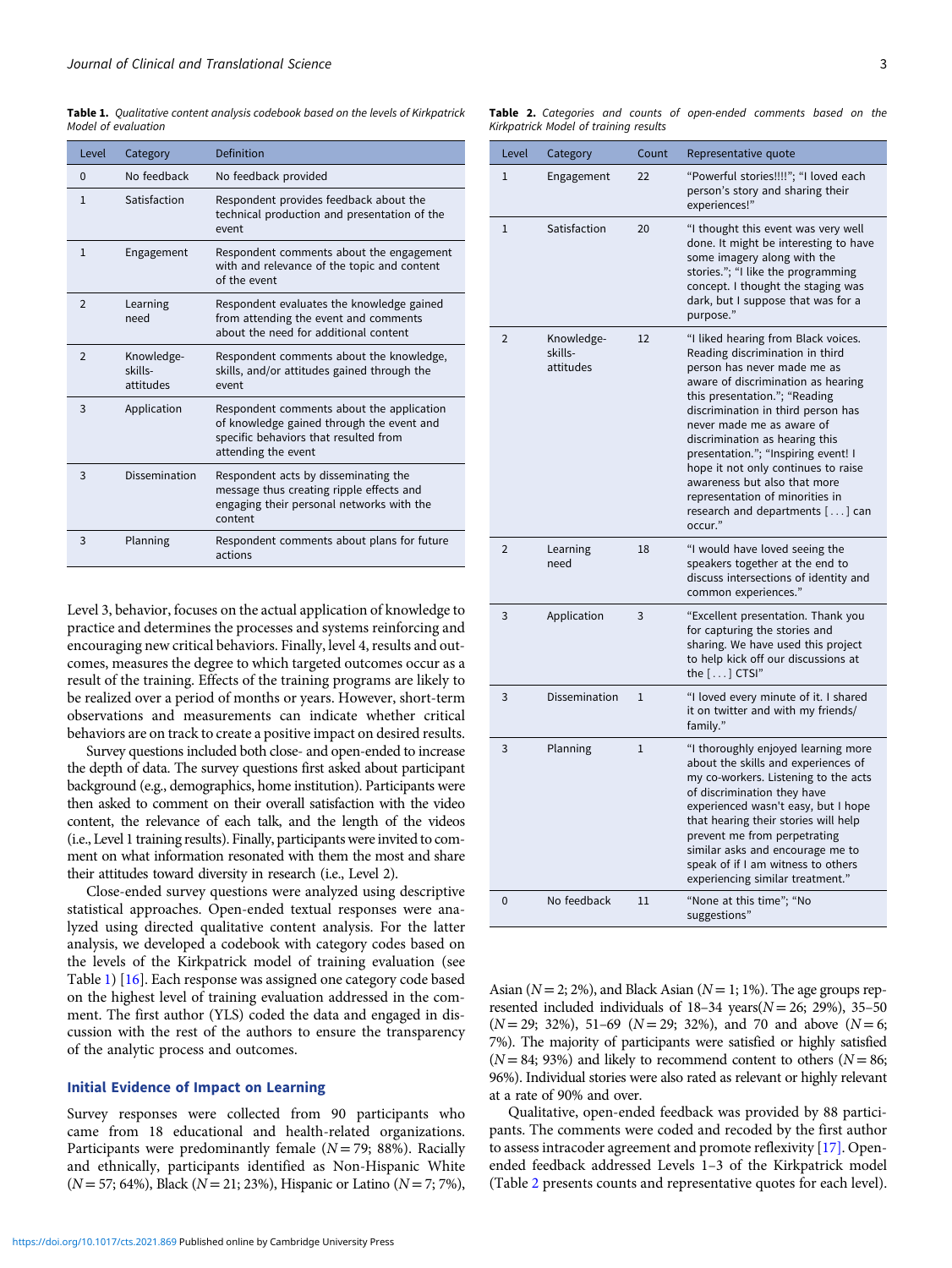*Table 1. Qualitative content analysis codebook based on the levels of Kirkpatrick Model of evaluation*

| Level | Category | Definition |
|---|---|---|
| 0 | No feedback | No feedback provided |
| 1 | Satisfaction | Respondent provides feedback about the technical production and presentation of the event |
| 1 | Engagement | Respondent comments about the engagement with and relevance of the topic and content of the event |
| 2 | Learning need | Respondent evaluates the knowledge gained from attending the event and comments about the need for additional content |
| 2 | Knowledge-skills-attitudes | Respondent comments about the knowledge, skills, and/or attitudes gained through the event |
| 3 | Application | Respondent comments about the application of knowledge gained through the event and specific behaviors that resulted from attending the event |
| 3 | Dissemination | Respondent acts by disseminating the message thus creating ripple effects and engaging their personal networks with the content |
| 3 | Planning | Respondent comments about plans for future actions |

Level 3, behavior, focuses on the actual application of knowledge to practice and determines the processes and systems reinforcing and encouraging new critical behaviors. Finally, level 4, results and outcomes, measures the degree to which targeted outcomes occur as a result of the training. Effects of the training programs are likely to be realized over a period of months or years. However, short-term observations and measurements can indicate whether critical behaviors are on track to create a positive impact on desired results.

Survey questions included both close- and open-ended to increase the depth of data. The survey questions first asked about participant background (e.g., demographics, home institution). Participants were then asked to comment on their overall satisfaction with the video content, the relevance of each talk, and the length of the videos (i.e., Level 1 training results). Finally, participants were invited to comment on what information resonated with them the most and share their attitudes toward diversity in research (i.e., Level 2).

Close-ended survey questions were analyzed using descriptive statistical approaches. Open-ended textual responses were analyzed using directed qualitative content analysis. For the latter analysis, we developed a codebook with category codes based on the levels of the Kirkpatrick model of training evaluation (see Table 1) [16]. Each response was assigned one category code based on the highest level of training evaluation addressed in the comment. The first author (YLS) coded the data and engaged in discussion with the rest of the authors to ensure the transparency of the analytic process and outcomes.

## Initial Evidence of Impact on Learning

Survey responses were collected from 90 participants who came from 18 educational and health-related organizations. Participants were predominantly female ($N = 79$; 88%). Racially and ethnically, participants identified as Non-Hispanic White ($N = 57$; 64%), Black ($N = 21$; 23%), Hispanic or Latino ($N = 7$; 7%), Asian ($N = 2$; 2%), and Black Asian ($N = 1$; 1%). The age groups represented included individuals of 18–34 years($N = 26$; 29%), 35–50 ($N = 29$; 32%), 51–69 ($N = 29$; 32%), and 70 and above ($N = 6$; 7%). The majority of participants were satisfied or highly satisfied ($N = 84$; 93%) and likely to recommend content to others ($N = 86$; 96%). Individual stories were also rated as relevant or highly relevant at a rate of 90% and over.

Qualitative, open-ended feedback was provided by 88 participants. The comments were coded and recoded by the first author to assess intracoder agreement and promote reflexivity [17]. Open-ended feedback addressed Levels 1–3 of the Kirkpatrick model (Table 2 presents counts and representative quotes for each level).

*Table 2. Categories and counts of open-ended comments based on the Kirkpatrick Model of training results*

| Level | Category | Count | Representative quote |
|---|---|---|---|
| 1 | Engagement | 22 | "Powerful stories!!!!"; "I loved each person's story and sharing their experiences!" |
| 1 | Satisfaction | 20 | "I thought this event was very well done. It might be interesting to have some imagery along with the stories."; "I like the programming concept. I thought the staging was dark, but I suppose that was for a purpose." |
| 2 | Knowledge-skills-attitudes | 12 | "I liked hearing from Black voices. Reading discrimination in third person has never made me as aware of discrimination as hearing this presentation."; "Reading discrimination in third person has never made me as aware of discrimination as hearing this presentation."; "Inspiring event! I hope it not only continues to raise awareness but also that more representation of minorities in research and departments [ . . . ] can occur." |
| 2 | Learning need | 18 | "I would have loved seeing the speakers together at the end to discuss intersections of identity and common experiences." |
| 3 | Application | 3 | "Excellent presentation. Thank you for capturing the stories and sharing. We have used this project to help kick off our discussions at the [ . . . ] CTSI" |
| 3 | Dissemination | 1 | "I loved every minute of it. I shared it on twitter and with my friends/ family." |
| 3 | Planning | 1 | "I thoroughly enjoyed learning more about the skills and experiences of my co-workers. Listening to the acts of discrimination they have experienced wasn't easy, but I hope that hearing their stories will help prevent me from perpetrating similar asks and encourage me to speak of if I am witness to others experiencing similar treatment." |
| 0 | No feedback | 11 | "None at this time"; "No suggestions" |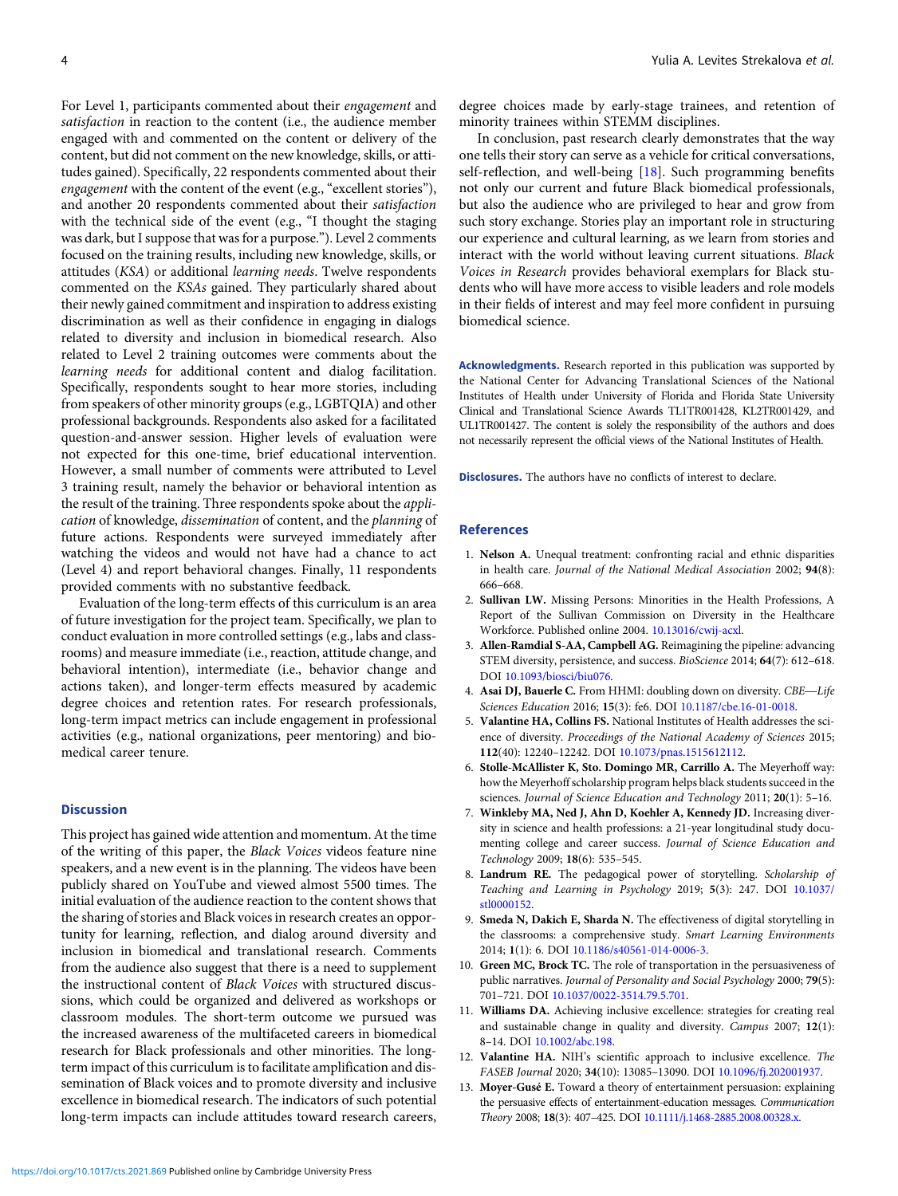For Level 1, participants commented about their *engagement* and *satisfaction* in reaction to the content (i.e., the audience member engaged with and commented on the content or delivery of the content, but did not comment on the new knowledge, skills, or attitudes gained). Specifically, 22 respondents commented about their *engagement* with the content of the event (e.g., "excellent stories"), and another 20 respondents commented about their *satisfaction* with the technical side of the event (e.g., "I thought the staging was dark, but I suppose that was for a purpose."). Level 2 comments focused on the training results, including new knowledge, skills, or attitudes (*KSA*) or additional *learning needs*. Twelve respondents commented on the *KSAs* gained. They particularly shared about their newly gained commitment and inspiration to address existing discrimination as well as their confidence in engaging in dialogs related to diversity and inclusion in biomedical research. Also related to Level 2 training outcomes were comments about the *learning needs* for additional content and dialog facilitation. Specifically, respondents sought to hear more stories, including from speakers of other minority groups (e.g., LGBTQIA) and other professional backgrounds. Respondents also asked for a facilitated question-and-answer session. Higher levels of evaluation were not expected for this one-time, brief educational intervention. However, a small number of comments were attributed to Level 3 training result, namely the behavior or behavioral intention as the result of the training. Three respondents spoke about the *application* of knowledge, *dissemination* of content, and the *planning* of future actions. Respondents were surveyed immediately after watching the videos and would not have had a chance to act (Level 4) and report behavioral changes. Finally, 11 respondents provided comments with no substantive feedback.

Evaluation of the long-term effects of this curriculum is an area of future investigation for the project team. Specifically, we plan to conduct evaluation in more controlled settings (e.g., labs and classrooms) and measure immediate (i.e., reaction, attitude change, and behavioral intention), intermediate (i.e., behavior change and actions taken), and longer-term effects measured by academic degree choices and retention rates. For research professionals, long-term impact metrics can include engagement in professional activities (e.g., national organizations, peer mentoring) and biomedical career tenure.

## Discussion

This project has gained wide attention and momentum. At the time of the writing of this paper, the *Black Voices* videos feature nine speakers, and a new event is in the planning. The videos have been publicly shared on YouTube and viewed almost 5500 times. The initial evaluation of the audience reaction to the content shows that the sharing of stories and Black voices in research creates an opportunity for learning, reflection, and dialog around diversity and inclusion in biomedical and translational research. Comments from the audience also suggest that there is a need to supplement the instructional content of *Black Voices* with structured discussions, which could be organized and delivered as workshops or classroom modules. The short-term outcome we pursued was the increased awareness of the multifaceted careers in biomedical research for Black professionals and other minorities. The long-term impact of this curriculum is to facilitate amplification and dissemination of Black voices and to promote diversity and inclusive excellence in biomedical research. The indicators of such potential long-term impacts can include attitudes toward research careers, degree choices made by early-stage trainees, and retention of minority trainees within STEMM disciplines.

In conclusion, past research clearly demonstrates that the way one tells their story can serve as a vehicle for critical conversations, self-reflection, and well-being [18]. Such programming benefits not only our current and future Black biomedical professionals, but also the audience who are privileged to hear and grow from such story exchange. Stories play an important role in structuring our experience and cultural learning, as we learn from stories and interact with the world without leaving current situations. *Black Voices in Research* provides behavioral exemplars for Black students who will have more access to visible leaders and role models in their fields of interest and may feel more confident in pursuing biomedical science.

**Acknowledgments.** Research reported in this publication was supported by the National Center for Advancing Translational Sciences of the National Institutes of Health under University of Florida and Florida State University Clinical and Translational Science Awards TL1TR001428, KL2TR001429, and UL1TR001427. The content is solely the responsibility of the authors and does not necessarily represent the official views of the National Institutes of Health.

**Disclosures.** The authors have no conflicts of interest to declare.

## References

1. **Nelson A.** Unequal treatment: confronting racial and ethnic disparities in health care. *Journal of the National Medical Association* 2002; **94**(8): 666–668.
2. **Sullivan LW.** Missing Persons: Minorities in the Health Professions, A Report of the Sullivan Commission on Diversity in the Healthcare Workforce. Published online 2004. 10.13016/cwij-acxl.
3. **Allen-Ramdial S-AA, Campbell AG.** Reimagining the pipeline: advancing STEM diversity, persistence, and success. *BioScience* 2014; **64**(7): 612–618. DOI 10.1093/biosci/biu076.
4. **Asai DJ, Bauerle C.** From HHMI: doubling down on diversity. *CBE—Life Sciences Education* 2016; **15**(3): fe6. DOI 10.1187/cbe.16-01-0018.
5. **Valantine HA, Collins FS.** National Institutes of Health addresses the science of diversity. *Proceedings of the National Academy of Sciences* 2015; **112**(40): 12240–12242. DOI 10.1073/pnas.1515612112.
6. **Stolle-McAllister K, Sto. Domingo MR, Carrillo A.** The Meyerhoff way: how the Meyerhoff scholarship program helps black students succeed in the sciences. *Journal of Science Education and Technology* 2011; **20**(1): 5–16.
7. **Winkleby MA, Ned J, Ahn D, Koehler A, Kennedy JD.** Increasing diversity in science and health professions: a 21-year longitudinal study documenting college and career success. *Journal of Science Education and Technology* 2009; **18**(6): 535–545.
8. **Landrum RE.** The pedagogical power of storytelling. *Scholarship of Teaching and Learning in Psychology* 2019; **5**(3): 247. DOI 10.1037/stl0000152.
9. **Smeda N, Dakich E, Sharda N.** The effectiveness of digital storytelling in the classrooms: a comprehensive study. *Smart Learning Environments* 2014; **1**(1): 6. DOI 10.1186/s40561-014-0006-3.
10. **Green MC, Brock TC.** The role of transportation in the persuasiveness of public narratives. *Journal of Personality and Social Psychology* 2000; **79**(5): 701–721. DOI 10.1037/0022-3514.79.5.701.
11. **Williams DA.** Achieving inclusive excellence: strategies for creating real and sustainable change in quality and diversity. *Campus* 2007; **12**(1): 8–14. DOI 10.1002/abc.198.
12. **Valantine HA.** NIH's scientific approach to inclusive excellence. *The FASEB Journal* 2020; **34**(10): 13085–13090. DOI 10.1096/fj.202001937.
13. **Moyer-Gusé E.** Toward a theory of entertainment persuasion: explaining the persuasive effects of entertainment-education messages. *Communication Theory* 2008; **18**(3): 407–425. DOI 10.1111/j.1468-2885.2008.00328.x.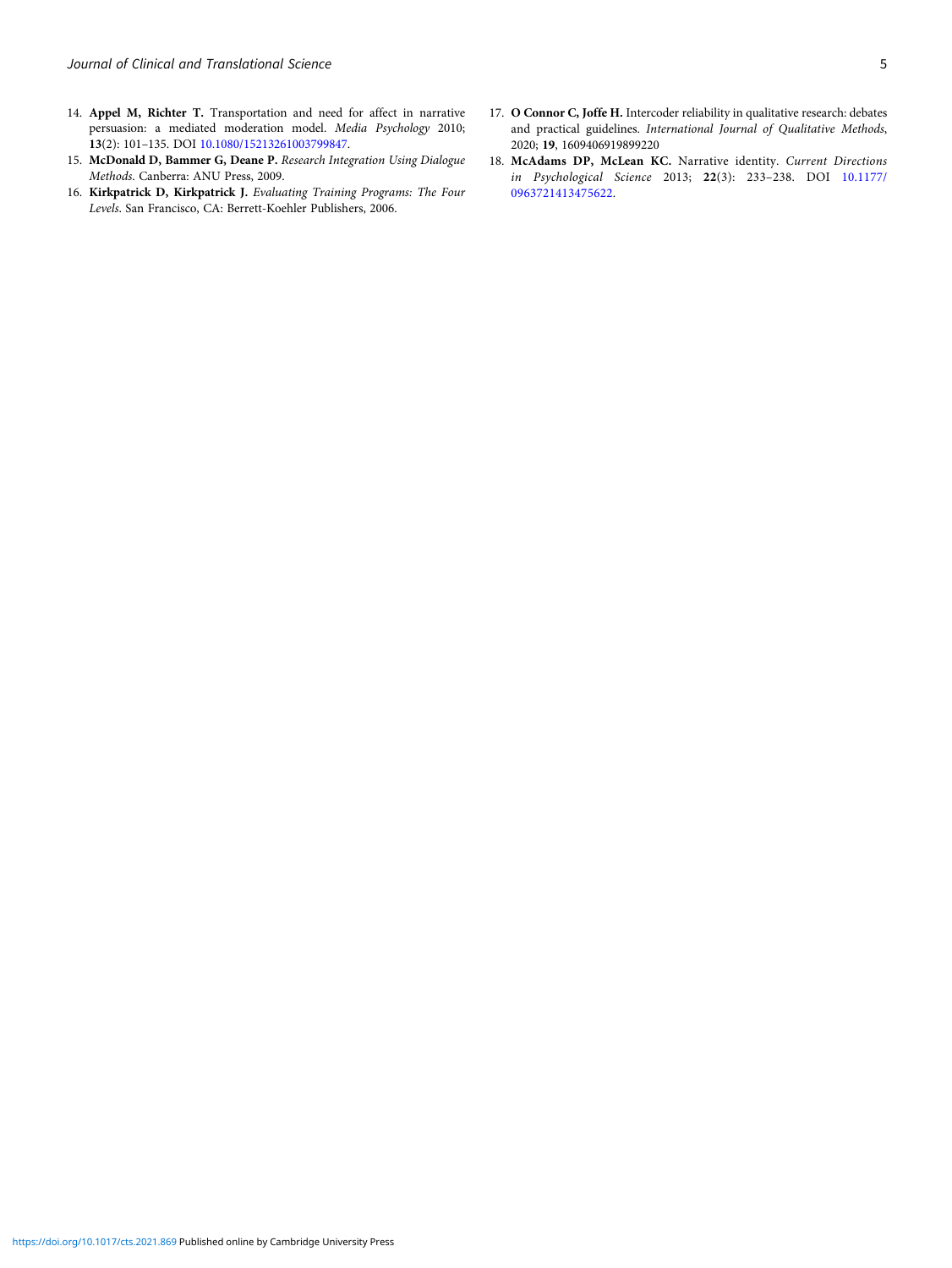14. **Appel M, Richter T.** Transportation and need for affect in narrative persuasion: a mediated moderation model. *Media Psychology* 2010; **13**(2): 101–135. DOI 10.1080/15213261003799847.
15. **McDonald D, Bammer G, Deane P.** *Research Integration Using Dialogue Methods*. Canberra: ANU Press, 2009.
16. **Kirkpatrick D, Kirkpatrick J.** *Evaluating Training Programs: The Four Levels*. San Francisco, CA: Berrett-Koehler Publishers, 2006.
17. **O Connor C, Joffe H.** Intercoder reliability in qualitative research: debates and practical guidelines. *International Journal of Qualitative Methods*, 2020; **19**, 1609406919899220
18. **McAdams DP, McLean KC.** Narrative identity. *Current Directions in Psychological Science* 2013; **22**(3): 233–238. DOI 10.1177/0963721413475622.